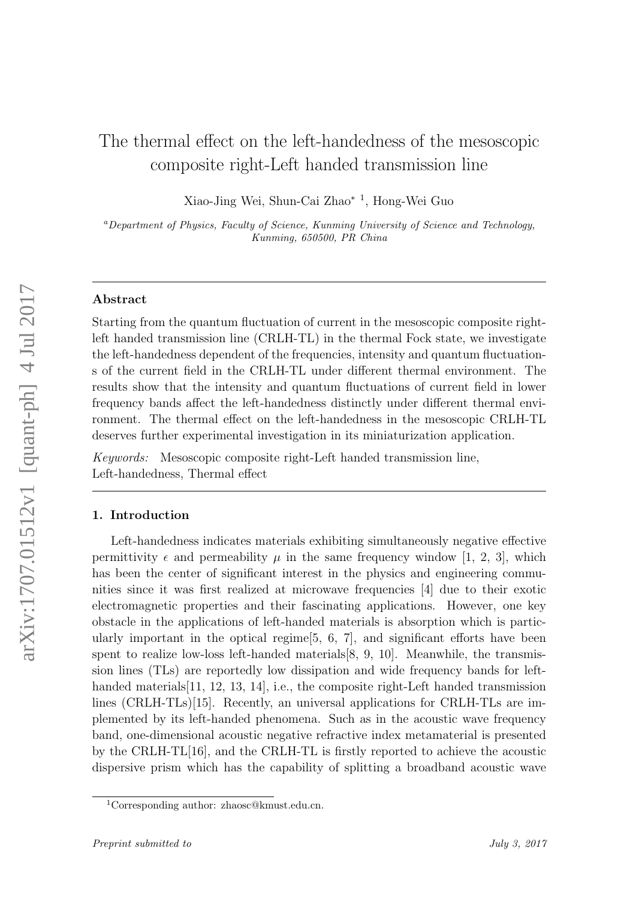# The thermal effect on the left-handedness of the mesoscopic composite right-Left handed transmission line

Xiao-Jing Wei, Shun-Cai Zhao* [1], Hong-Wei Guo

[a]*Department of Physics, Faculty of Science, Kunming University of Science and Technology, Kunming, 650500, PR China*

## Abstract

Starting from the quantum fluctuation of current in the mesoscopic composite right-left handed transmission line (CRLH-TL) in the thermal Fock state, we investigate the left-handedness dependent of the frequencies, intensity and quantum fluctuations of the current field in the CRLH-TL under different thermal environment. The results show that the intensity and quantum fluctuations of current field in lower frequency bands affect the left-handedness distinctly under different thermal environment. The thermal effect on the left-handedness in the mesoscopic CRLH-TL deserves further experimental investigation in its miniaturization application.

*Keywords:* Mesoscopic composite right-Left handed transmission line, Left-handedness, Thermal effect

## 1. Introduction

Left-handedness indicates materials exhibiting simultaneously negative effective permittivity $\epsilon$ and permeability $\mu$ in the same frequency window [1, 2, 3], which has been the center of significant interest in the physics and engineering communities since it was first realized at microwave frequencies [4] due to their exotic electromagnetic properties and their fascinating applications. However, one key obstacle in the applications of left-handed materials is absorption which is particularly important in the optical regime[5, 6, 7], and significant efforts have been spent to realize low-loss left-handed materials[8, 9, 10]. Meanwhile, the transmission lines (TLs) are reportedly low dissipation and wide frequency bands for left-handed materials[11, 12, 13, 14], i.e., the composite right-Left handed transmission lines (CRLH-TLs)[15]. Recently, an universal applications for CRLH-TLs are implemented by its left-handed phenomena. Such as in the acoustic wave frequency band, one-dimensional acoustic negative refractive index metamaterial is presented by the CRLH-TL[16], and the CRLH-TL is firstly reported to achieve the acoustic dispersive prism which has the capability of splitting a broadband acoustic wave

[1] Corresponding author: zhaosc@kmust.edu.cn.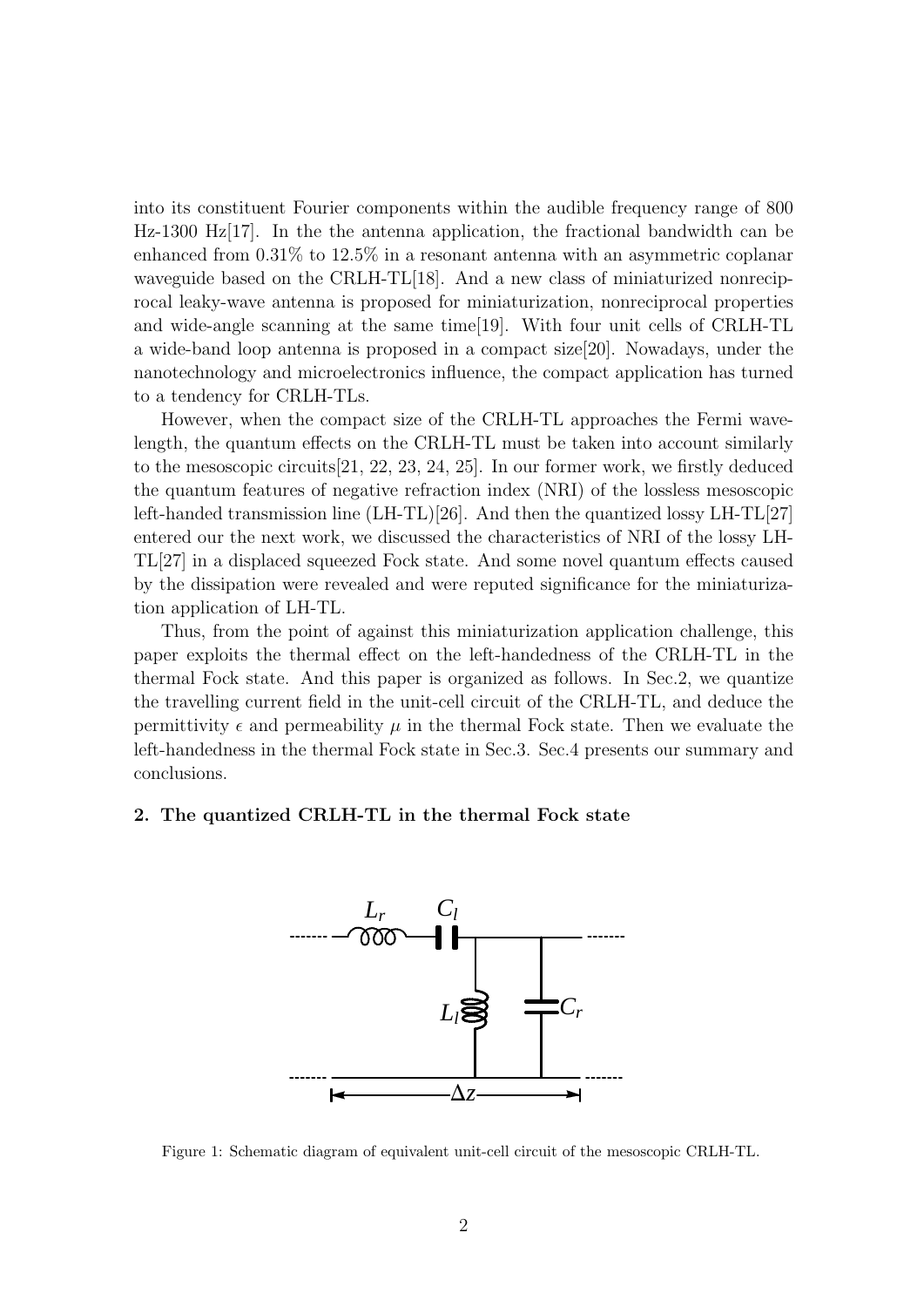into its constituent Fourier components within the audible frequency range of 800 Hz-1300 Hz[17]. In the the antenna application, the fractional bandwidth can be enhanced from 0.31% to 12.5% in a resonant antenna with an asymmetric coplanar waveguide based on the CRLH-TL[18]. And a new class of miniaturized nonreciprocal leaky-wave antenna is proposed for miniaturization, nonreciprocal properties and wide-angle scanning at the same time[19]. With four unit cells of CRLH-TL a wide-band loop antenna is proposed in a compact size[20]. Nowadays, under the nanotechnology and microelectronics influence, the compact application has turned to a tendency for CRLH-TLs.

However, when the compact size of the CRLH-TL approaches the Fermi wavelength, the quantum effects on the CRLH-TL must be taken into account similarly to the mesoscopic circuits[21, 22, 23, 24, 25]. In our former work, we firstly deduced the quantum features of negative refraction index (NRI) of the lossless mesoscopic left-handed transmission line (LH-TL)[26]. And then the quantized lossy LH-TL[27] entered our the next work, we discussed the characteristics of NRI of the lossy LH-TL[27] in a displaced squeezed Fock state. And some novel quantum effects caused by the dissipation were revealed and were reputed significance for the miniaturization application of LH-TL.

Thus, from the point of against this miniaturization application challenge, this paper exploits the thermal effect on the left-handedness of the CRLH-TL in the thermal Fock state. And this paper is organized as follows. In Sec.2, we quantize the travelling current field in the unit-cell circuit of the CRLH-TL, and deduce the permittivity $\epsilon$ and permeability $\mu$ in the thermal Fock state. Then we evaluate the left-handedness in the thermal Fock state in Sec.3. Sec.4 presents our summary and conclusions.

## 2. The quantized CRLH-TL in the thermal Fock state

Figure 1: Schematic diagram of equivalent unit-cell circuit of the mesoscopic CRLH-TL.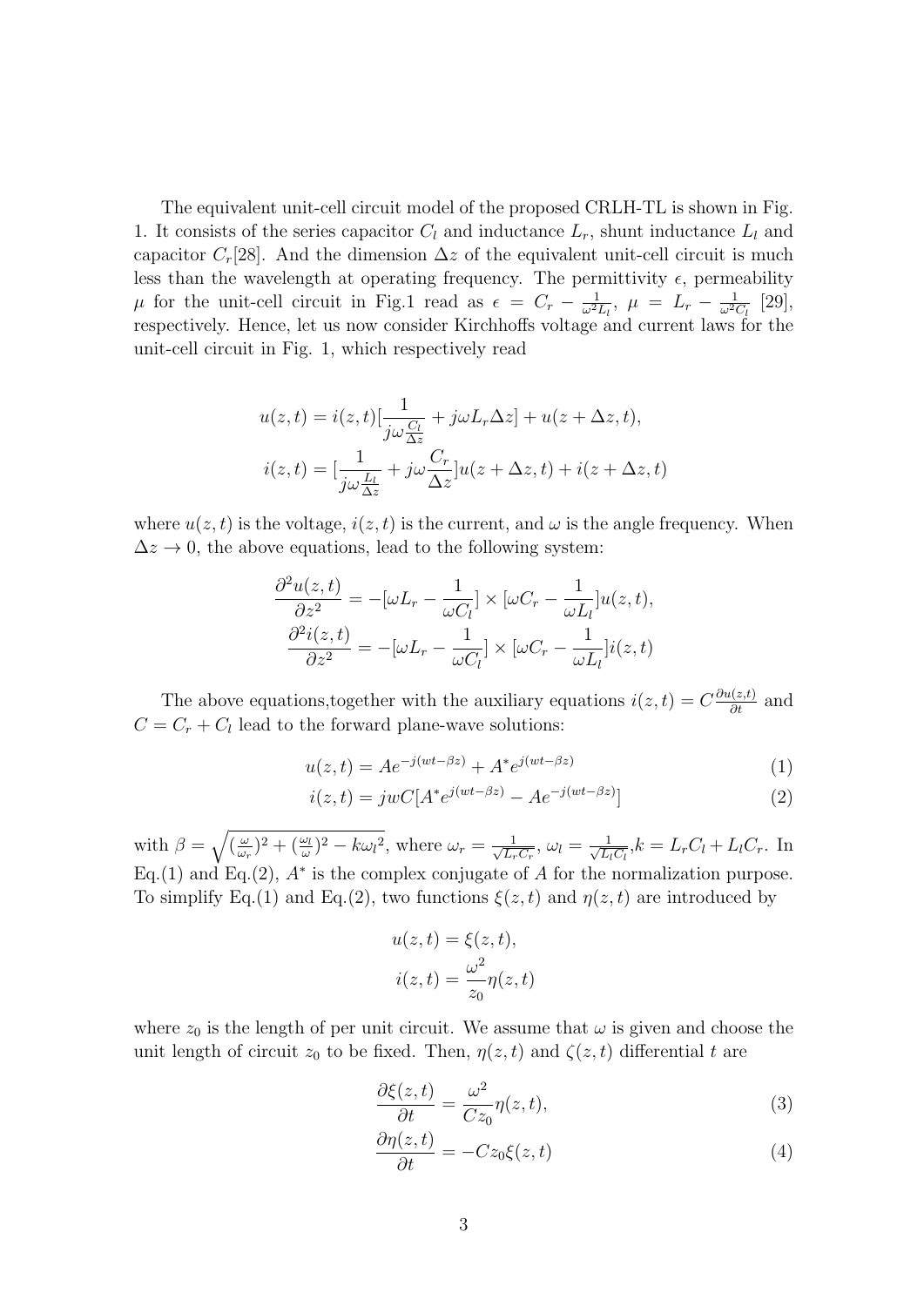The equivalent unit-cell circuit model of the proposed CRLH-TL is shown in Fig. 1. It consists of the series capacitor $C_l$ and inductance $L_r$, shunt inductance $L_l$ and capacitor $C_r$[28]. And the dimension $\Delta z$ of the equivalent unit-cell circuit is much less than the wavelength at operating frequency. The permittivity $\epsilon$, permeability $\mu$ for the unit-cell circuit in Fig.1 read as $\epsilon = C_r - \frac{1}{\omega^2 L_l}$, $\mu = L_r - \frac{1}{\omega^2 C_l}$ [29], respectively. Hence, let us now consider Kirchhoffs voltage and current laws for the unit-cell circuit in Fig. 1, which respectively read

$$u(z,t) = i(z,t)[\frac{1}{j\omega\frac{C_l}{\Delta z}} + j\omega L_r \Delta z] + u(z+\Delta z, t),$$
$$i(z,t) = [\frac{1}{j\omega\frac{L_l}{\Delta z}} + j\omega\frac{C_r}{\Delta z}]u(z+\Delta z, t) + i(z+\Delta z, t)$$

where $u(z,t)$ is the voltage, $i(z,t)$ is the current, and $\omega$ is the angle frequency. When $\Delta z \to 0$, the above equations, lead to the following system:

$$\frac{\partial^2 u(z,t)}{\partial z^2} = -[\omega L_r - \frac{1}{\omega C_l}] \times [\omega C_r - \frac{1}{\omega L_l}]u(z,t),$$
$$\frac{\partial^2 i(z,t)}{\partial z^2} = -[\omega L_r - \frac{1}{\omega C_l}] \times [\omega C_r - \frac{1}{\omega L_l}]i(z,t)$$

The above equations,together with the auxiliary equations $i(z,t) = C\frac{\partial u(z,t)}{\partial t}$ and $C = C_r + C_l$ lead to the forward plane-wave solutions:

$$u(z,t) = Ae^{-j(wt-\beta z)} + A^* e^{j(wt-\beta z)} \tag{1}$$
$$i(z,t) = jwC[A^* e^{j(wt-\beta z)} - Ae^{-j(wt-\beta z)}] \tag{2}$$

with $\beta = \sqrt{(\frac{\omega}{\omega_r})^2 + (\frac{\omega_l}{\omega})^2 - k\omega_l^2}$, where $\omega_r = \frac{1}{\sqrt{L_r C_r}}$, $\omega_l = \frac{1}{\sqrt{L_l C_l}}$,$k = L_r C_l + L_l C_r$. In Eq.(1) and Eq.(2), $A^*$ is the complex conjugate of $A$ for the normalization purpose. To simplify Eq.(1) and Eq.(2), two functions $\xi(z,t)$ and $\eta(z,t)$ are introduced by

$$u(z,t) = \xi(z,t),$$
$$i(z,t) = \frac{\omega^2}{z_0}\eta(z,t)$$

where $z_0$ is the length of per unit circuit. We assume that $\omega$ is given and choose the unit length of circuit $z_0$ to be fixed. Then, $\eta(z,t)$ and $\zeta(z,t)$ differential $t$ are

$$\frac{\partial \xi(z,t)}{\partial t} = \frac{\omega^2}{Cz_0}\eta(z,t), \tag{3}$$
$$\frac{\partial \eta(z,t)}{\partial t} = -Cz_0\xi(z,t) \tag{4}$$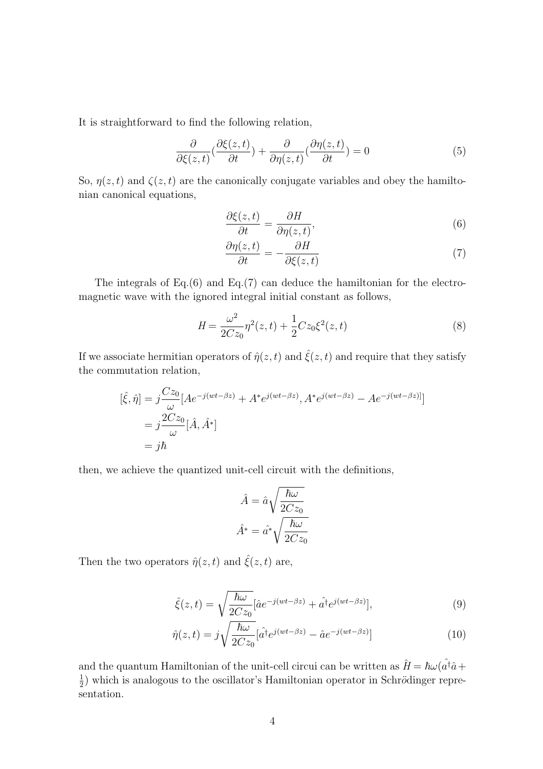It is straightforward to find the following relation,

$$\frac{\partial}{\partial \xi(z,t)}(\frac{\partial \xi(z,t)}{\partial t}) + \frac{\partial}{\partial \eta(z,t)}(\frac{\partial \eta(z,t)}{\partial t}) = 0 \tag{5}$$

So, $\eta(z,t)$ and $\zeta(z,t)$ are the canonically conjugate variables and obey the hamiltonian canonical equations,

$$\frac{\partial \xi(z,t)}{\partial t} = \frac{\partial H}{\partial \eta(z,t)}, \tag{6}$$

$$\frac{\partial \eta(z,t)}{\partial t} = -\frac{\partial H}{\partial \xi(z,t)} \tag{7}$$

The integrals of Eq.(6) and Eq.(7) can deduce the hamiltonian for the electromagnetic wave with the ignored integral initial constant as follows,

$$H = \frac{\omega^2}{2Cz_0}\eta^2(z,t) + \frac{1}{2}Cz_0\xi^2(z,t) \tag{8}$$

If we associate hermitian operators of $\hat{\eta}(z,t)$ and $\hat{\xi}(z,t)$ and require that they satisfy the commutation relation,

$$\begin{aligned}
[\hat{\xi}, \hat{\eta}] &= j\frac{Cz_0}{\omega}[Ae^{-j(wt-\beta z)} + A^* e^{j(wt-\beta z)}, A^* e^{j(wt-\beta z)} - Ae^{-j(wt-\beta z)}]] \\
&= j\frac{2Cz_0}{\omega}[\hat{A}, \hat{A^*}] \\
&= j\hbar
\end{aligned}$$

then, we achieve the quantized unit-cell circuit with the definitions,

$$\hat{A} = \hat{a}\sqrt{\frac{\hbar\omega}{2Cz_0}}$$

$$\hat{A^*} = \hat{a^*}\sqrt{\frac{\hbar\omega}{2Cz_0}}$$

Then the two operators $\hat{\eta}(z,t)$ and $\hat{\xi}(z,t)$ are,

$$\hat{\xi}(z,t) = \sqrt{\frac{\hbar\omega}{2Cz_0}}[\hat{a}e^{-j(wt-\beta z)} + \hat{a^\dagger}e^{j(wt-\beta z)}], \tag{9}$$

$$\hat{\eta}(z,t) = j\sqrt{\frac{\hbar\omega}{2Cz_0}}[\hat{a^\dagger}e^{j(wt-\beta z)} - \hat{a}e^{-j(wt-\beta z)}] \tag{10}$$

and the quantum Hamiltonian of the unit-cell circui can be written as $\hat{H} = \hbar\omega(\hat{a^\dagger}\hat{a} + \frac{1}{2})$ which is analogous to the oscillator's Hamiltonian operator in Schrödinger representation.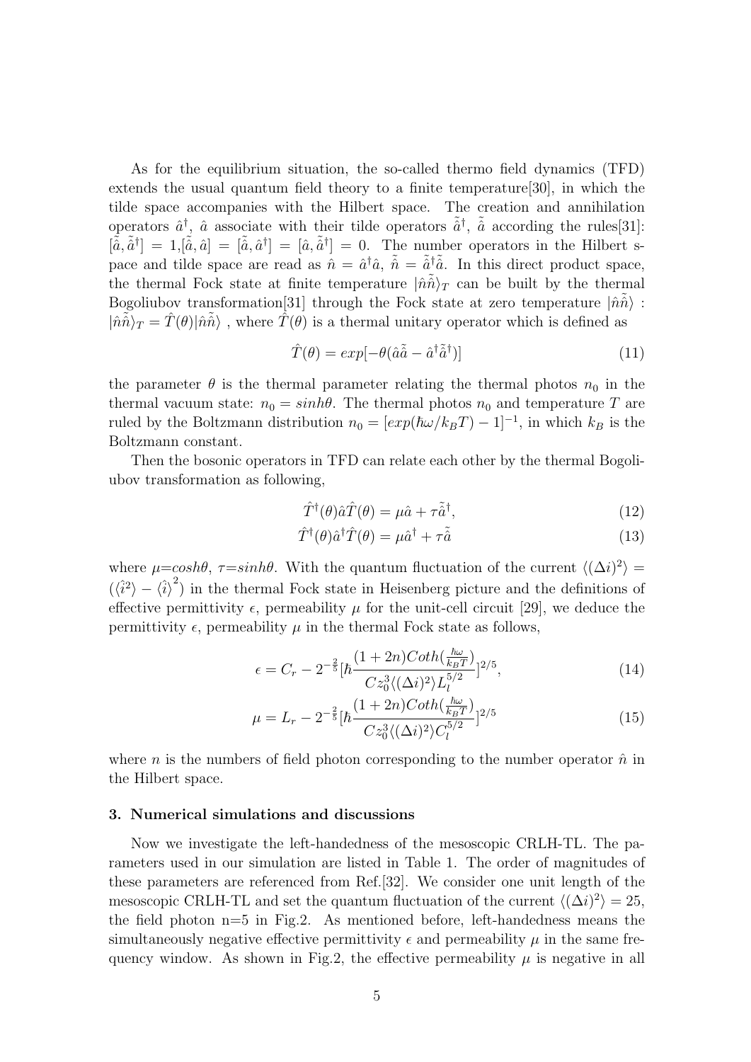As for the equilibrium situation, the so-called thermo field dynamics (TFD) extends the usual quantum field theory to a finite temperature[30], in which the tilde space accompanies with the Hilbert space. The creation and annihilation operators $\hat{a}^\dagger$, $\hat{a}$ associate with their tilde operators $\tilde{\hat{a}}^\dagger$, $\tilde{\hat{a}}$ according the rules[31]: $[\tilde{\hat{a}}, \tilde{\hat{a}}^\dagger] = 1, [\tilde{\hat{a}}, \hat{a}] = [\tilde{\hat{a}}, \hat{a}^\dagger] = [\hat{a}, \tilde{\hat{a}}^\dagger] = 0$. The number operators in the Hilbert space and tilde space are read as $\hat{n} = \hat{a}^\dagger\hat{a}$, $\tilde{\hat{n}} = \tilde{\hat{a}}^\dagger\tilde{\hat{a}}$. In this direct product space, the thermal Fock state at finite temperature $|\hat{n}\tilde{\hat{n}}\rangle_T$ can be built by the thermal Bogoliubov transformation[31] through the Fock state at zero temperature $|\hat{n}\tilde{\hat{n}}\rangle$ : $|\hat{n}\tilde{\hat{n}}\rangle_T = \hat{T}(\theta)|\hat{n}\tilde{\hat{n}}\rangle$ , where $\hat{T}(\theta)$ is a thermal unitary operator which is defined as

$$\hat{T}(\theta) = exp[-\theta(\hat{a}\tilde{\hat{a}} - \hat{a}^\dagger\tilde{\hat{a}}^\dagger)] \tag{11}$$

the parameter $\theta$ is the thermal parameter relating the thermal photos $n_0$ in the thermal vacuum state: $n_0 = sinh\theta$. The thermal photos $n_0$ and temperature $T$ are ruled by the Boltzmann distribution $n_0 = [exp(\hbar\omega/k_BT) - 1]^{-1}$, in which $k_B$ is the Boltzmann constant.

Then the bosonic operators in TFD can relate each other by the thermal Bogoliubov transformation as following,

$$\hat{T}^\dagger(\theta)\hat{a}\hat{T}(\theta) = \mu\hat{a} + \tau\tilde{\hat{a}}^\dagger, \tag{12}$$

$$\hat{T}^\dagger(\theta)\hat{a}^\dagger\hat{T}(\theta) = \mu\hat{a}^\dagger + \tau\tilde{\hat{a}} \tag{13}$$

where $\mu$=$cosh\theta$, $\tau$=$sinh\theta$. With the quantum fluctuation of the current $\langle(\Delta i)^2\rangle = (\langle\hat{i}^2\rangle - \langle\hat{i}\rangle^2)$ in the thermal Fock state in Heisenberg picture and the definitions of effective permittivity $\epsilon$, permeability $\mu$ for the unit-cell circuit [29], we deduce the permittivity $\epsilon$, permeability $\mu$ in the thermal Fock state as follows,

$$\epsilon = C_r - 2^{-\frac{2}{5}}[\hbar\frac{(1+2n)Coth(\frac{\hbar\omega}{k_BT})}{Cz_0^3\langle(\Delta i)^2\rangle L_l^{5/2}}]^{2/5}, \tag{14}$$

$$\mu = L_r - 2^{-\frac{2}{5}}[\hbar\frac{(1+2n)Coth(\frac{\hbar\omega}{k_BT})}{Cz_0^3\langle(\Delta i)^2\rangle C_l^{5/2}}]^{2/5} \tag{15}$$

where $n$ is the numbers of field photon corresponding to the number operator $\hat{n}$ in the Hilbert space.

### 3. Numerical simulations and discussions

Now we investigate the left-handedness of the mesoscopic CRLH-TL. The parameters used in our simulation are listed in Table 1. The order of magnitudes of these parameters are referenced from Ref.[32]. We consider one unit length of the mesoscopic CRLH-TL and set the quantum fluctuation of the current $\langle(\Delta i)^2\rangle = 25$, the field photon n=5 in Fig.2. As mentioned before, left-handedness means the simultaneously negative effective permittivity $\epsilon$ and permeability $\mu$ in the same frequency window. As shown in Fig.2, the effective permeability $\mu$ is negative in all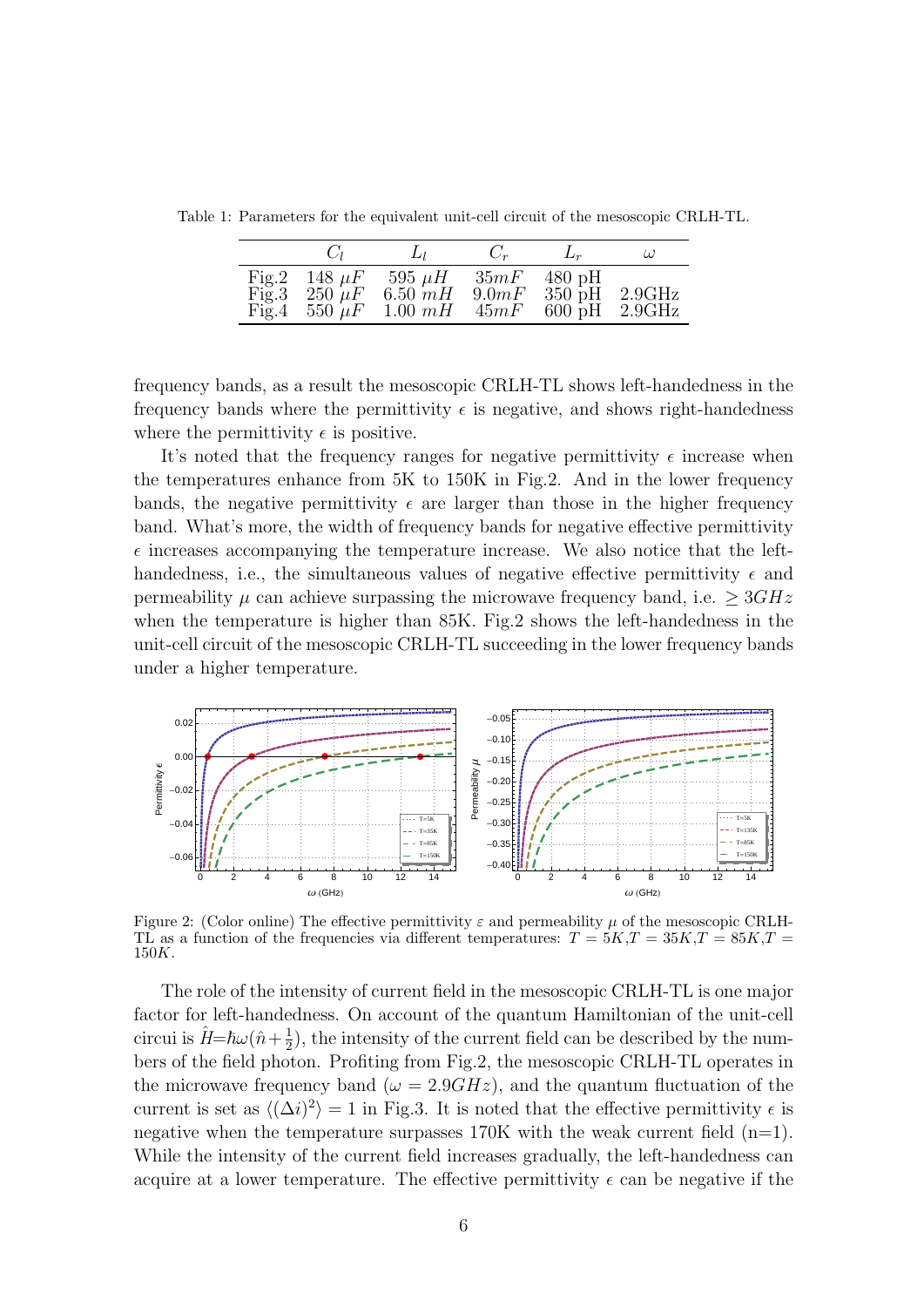Table 1: Parameters for the equivalent unit-cell circuit of the mesoscopic CRLH-TL.

| | $C_l$ | $L_l$ | $C_r$ | $L_r$ | $\omega$ |
|---|---|---|---|---|---|
| Fig.2 | 148 $\mu F$ | 595 $\mu H$ | $35mF$ | 480 pH | |
| Fig.3 | 250 $\mu F$ | 6.50 $mH$ | $9.0mF$ | 350 pH | 2.9GHz |
| Fig.4 | 550 $\mu F$ | 1.00 $mH$ | $45mF$ | 600 pH | 2.9GHz |

frequency bands, as a result the mesoscopic CRLH-TL shows left-handedness in the frequency bands where the permittivity $\epsilon$ is negative, and shows right-handedness where the permittivity $\epsilon$ is positive.

It's noted that the frequency ranges for negative permittivity $\epsilon$ increase when the temperatures enhance from 5K to 150K in Fig.2. And in the lower frequency bands, the negative permittivity $\epsilon$ are larger than those in the higher frequency band. What's more, the width of frequency bands for negative effective permittivity $\epsilon$ increases accompanying the temperature increase. We also notice that the left-handedness, i.e., the simultaneous values of negative effective permittivity $\epsilon$ and permeability $\mu$ can achieve surpassing the microwave frequency band, i.e. $\geq 3GHz$ when the temperature is higher than 85K. Fig.2 shows the left-handedness in the unit-cell circuit of the mesoscopic CRLH-TL succeeding in the lower frequency bands under a higher temperature.

Figure 2: (Color online) The effective permittivity $\varepsilon$ and permeability $\mu$ of the mesoscopic CRLH-TL as a function of the frequencies via different temperatures: $T = 5K$,$T = 35K$,$T = 85K$,$T = 150K$.

The role of the intensity of current field in the mesoscopic CRLH-TL is one major factor for left-handedness. On account of the quantum Hamiltonian of the unit-cell circui is $\hat{H}=\hbar\omega(\hat{n}+\frac{1}{2})$, the intensity of the current field can be described by the numbers of the field photon. Profiting from Fig.2, the mesoscopic CRLH-TL operates in the microwave frequency band ($\omega = 2.9GHz$), and the quantum fluctuation of the current is set as $\langle(\Delta i)^2\rangle = 1$ in Fig.3. It is noted that the effective permittivity $\epsilon$ is negative when the temperature surpasses 170K with the weak current field (n=1). While the intensity of the current field increases gradually, the left-handedness can acquire at a lower temperature. The effective permittivity $\epsilon$ can be negative if the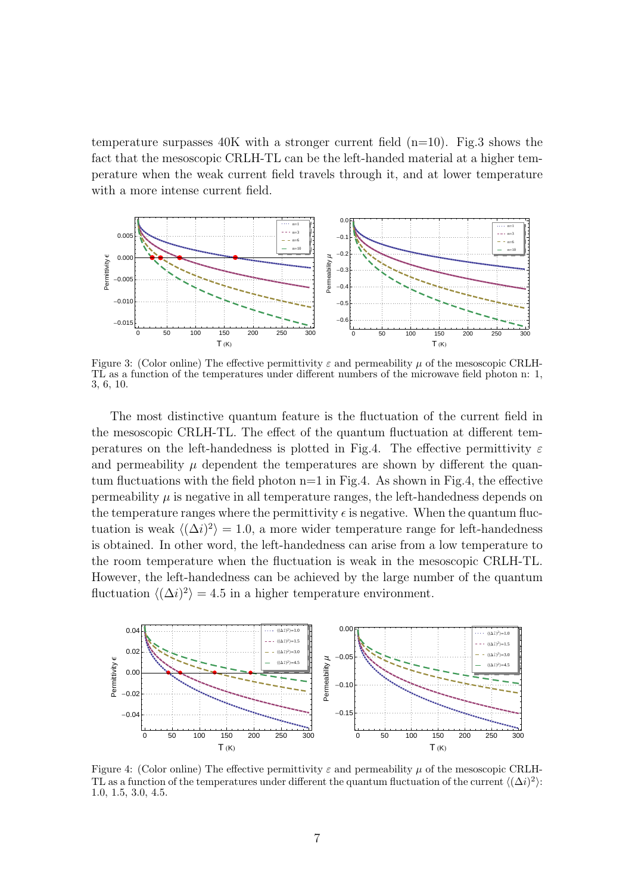temperature surpasses 40K with a stronger current field (n=10). Fig.3 shows the fact that the mesoscopic CRLH-TL can be the left-handed material at a higher temperature when the weak current field travels through it, and at lower temperature with a more intense current field.

Figure 3: (Color online) The effective permittivity $\varepsilon$ and permeability $\mu$ of the mesoscopic CRLH-TL as a function of the temperatures under different numbers of the microwave field photon n: 1, 3, 6, 10.

The most distinctive quantum feature is the fluctuation of the current field in the mesoscopic CRLH-TL. The effect of the quantum fluctuation at different temperatures on the left-handedness is plotted in Fig.4. The effective permittivity $\varepsilon$ and permeability $\mu$ dependent the temperatures are shown by different the quantum fluctuations with the field photon n=1 in Fig.4. As shown in Fig.4, the effective permeability $\mu$ is negative in all temperature ranges, the left-handedness depends on the temperature ranges where the permittivity $\epsilon$ is negative. When the quantum fluctuation is weak $\langle(\Delta i)^2\rangle = 1.0$, a more wider temperature range for left-handedness is obtained. In other word, the left-handedness can arise from a low temperature to the room temperature when the fluctuation is weak in the mesoscopic CRLH-TL. However, the left-handedness can be achieved by the large number of the quantum fluctuation $\langle(\Delta i)^2\rangle = 4.5$ in a higher temperature environment.

Figure 4: (Color online) The effective permittivity $\varepsilon$ and permeability $\mu$ of the mesoscopic CRLH-TL as a function of the temperatures under different the quantum fluctuation of the current $\langle(\Delta i)^2\rangle$: 1.0, 1.5, 3.0, 4.5.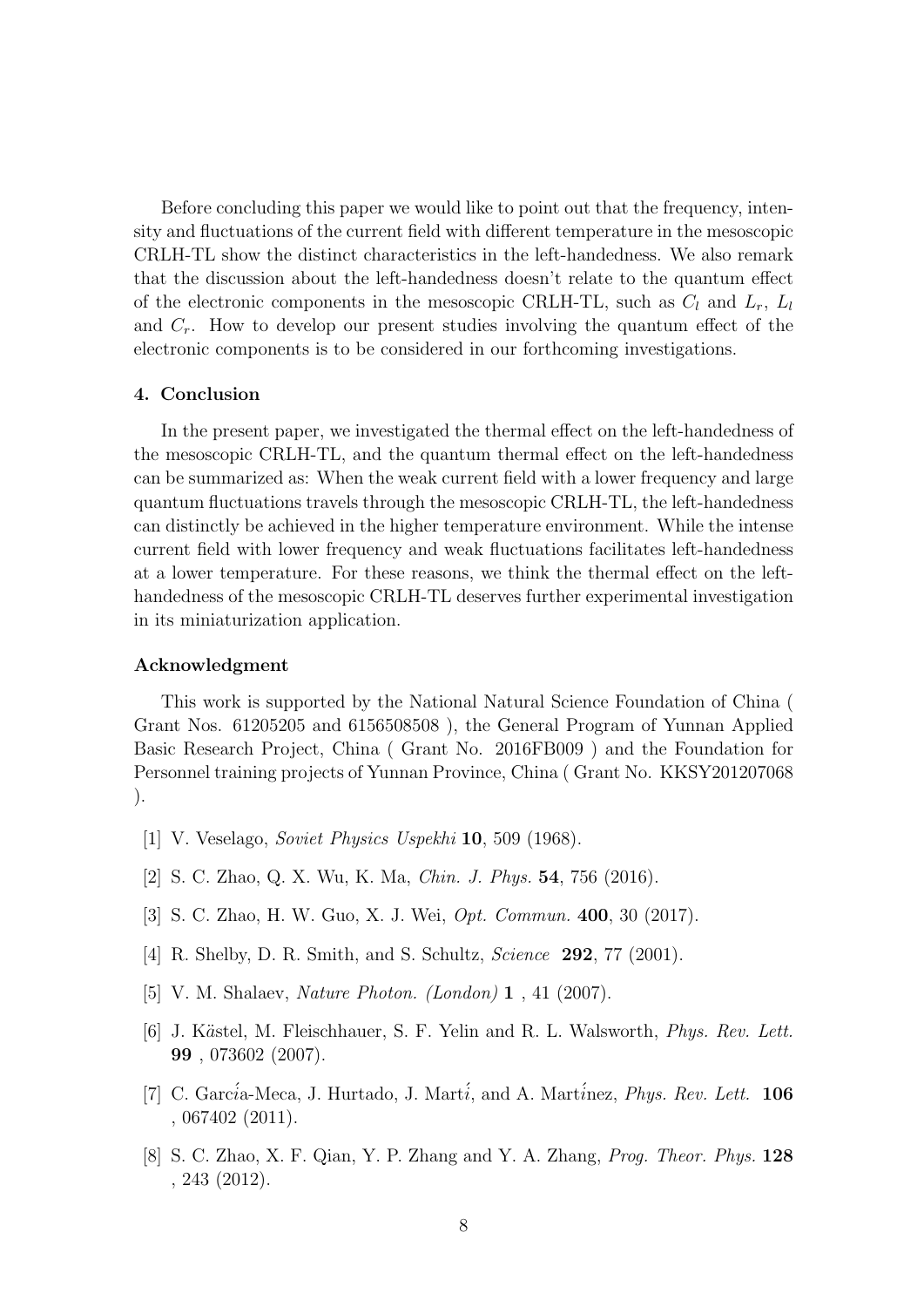Before concluding this paper we would like to point out that the frequency, intensity and fluctuations of the current field with different temperature in the mesoscopic CRLH-TL show the distinct characteristics in the left-handedness. We also remark that the discussion about the left-handedness doesn't relate to the quantum effect of the electronic components in the mesoscopic CRLH-TL, such as $C_l$ and $L_r$, $L_l$ and $C_r$. How to develop our present studies involving the quantum effect of the electronic components is to be considered in our forthcoming investigations.

## 4. Conclusion

In the present paper, we investigated the thermal effect on the left-handedness of the mesoscopic CRLH-TL, and the quantum thermal effect on the left-handedness can be summarized as: When the weak current field with a lower frequency and large quantum fluctuations travels through the mesoscopic CRLH-TL, the left-handedness can distinctly be achieved in the higher temperature environment. While the intense current field with lower frequency and weak fluctuations facilitates left-handedness at a lower temperature. For these reasons, we think the thermal effect on the left-handedness of the mesoscopic CRLH-TL deserves further experimental investigation in its miniaturization application.

## Acknowledgment

This work is supported by the National Natural Science Foundation of China ( Grant Nos. 61205205 and 6156508508 ), the General Program of Yunnan Applied Basic Research Project, China ( Grant No. 2016FB009 ) and the Foundation for Personnel training projects of Yunnan Province, China ( Grant No. KKSY201207068 ).

[1] V. Veselago, *Soviet Physics Uspekhi* **10**, 509 (1968).

[2] S. C. Zhao, Q. X. Wu, K. Ma, *Chin. J. Phys.* **54**, 756 (2016).

[3] S. C. Zhao, H. W. Guo, X. J. Wei, *Opt. Commun.* **400**, 30 (2017).

[4] R. Shelby, D. R. Smith, and S. Schultz, *Science* **292**, 77 (2001).

[5] V. M. Shalaev, *Nature Photon. (London)* **1** , 41 (2007).

[6] J. Kästel, M. Fleischhauer, S. F. Yelin and R. L. Walsworth, *Phys. Rev. Lett.* **99** , 073602 (2007).

[7] C. García-Meca, J. Hurtado, J. Martí, and A. Martínez, *Phys. Rev. Lett.* **106** , 067402 (2011).

[8] S. C. Zhao, X. F. Qian, Y. P. Zhang and Y. A. Zhang, *Prog. Theor. Phys.* **128** , 243 (2012).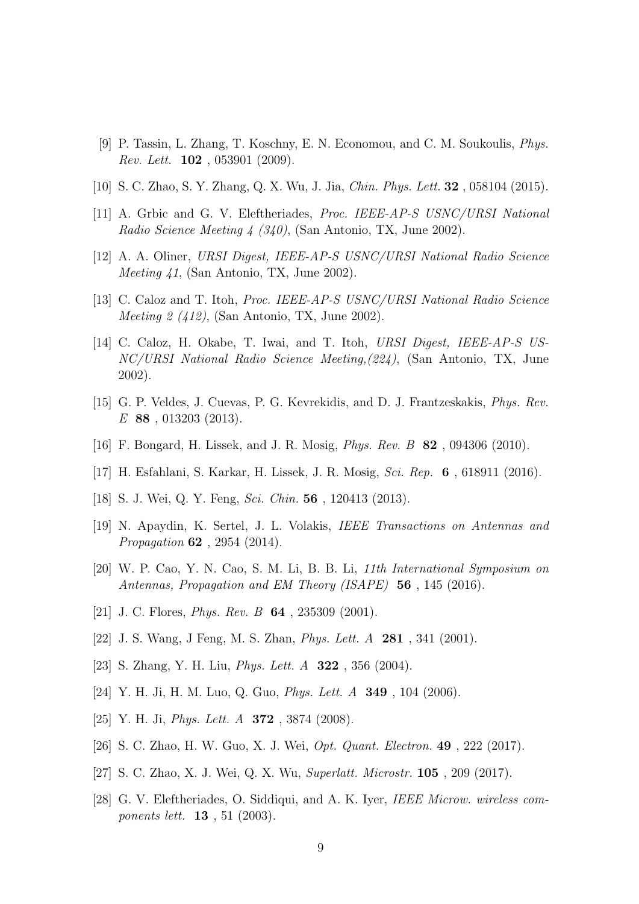[9] P. Tassin, L. Zhang, T. Koschny, E. N. Economou, and C. M. Soukoulis, *Phys. Rev. Lett.* **102** , 053901 (2009).

[10] S. C. Zhao, S. Y. Zhang, Q. X. Wu, J. Jia, *Chin. Phys. Lett.* **32** , 058104 (2015).

[11] A. Grbic and G. V. Eleftheriades, *Proc. IEEE-AP-S USNC/URSI National Radio Science Meeting 4 (340)*, (San Antonio, TX, June 2002).

[12] A. A. Oliner, *URSI Digest, IEEE-AP-S USNC/URSI National Radio Science Meeting 41*, (San Antonio, TX, June 2002).

[13] C. Caloz and T. Itoh, *Proc. IEEE-AP-S USNC/URSI National Radio Science Meeting 2 (412)*, (San Antonio, TX, June 2002).

[14] C. Caloz, H. Okabe, T. Iwai, and T. Itoh, *URSI Digest, IEEE-AP-S USNC/URSI National Radio Science Meeting,(224)*, (San Antonio, TX, June 2002).

[15] G. P. Veldes, J. Cuevas, P. G. Kevrekidis, and D. J. Frantzeskakis, *Phys. Rev. E* **88** , 013203 (2013).

[16] F. Bongard, H. Lissek, and J. R. Mosig, *Phys. Rev. B* **82** , 094306 (2010).

[17] H. Esfahlani, S. Karkar, H. Lissek, J. R. Mosig, *Sci. Rep.* **6** , 618911 (2016).

[18] S. J. Wei, Q. Y. Feng, *Sci. Chin.* **56** , 120413 (2013).

[19] N. Apaydin, K. Sertel, J. L. Volakis, *IEEE Transactions on Antennas and Propagation* **62** , 2954 (2014).

[20] W. P. Cao, Y. N. Cao, S. M. Li, B. B. Li, *11th International Symposium on Antennas, Propagation and EM Theory (ISAPE)* **56** , 145 (2016).

[21] J. C. Flores, *Phys. Rev. B* **64** , 235309 (2001).

[22] J. S. Wang, J Feng, M. S. Zhan, *Phys. Lett. A* **281** , 341 (2001).

[23] S. Zhang, Y. H. Liu, *Phys. Lett. A* **322** , 356 (2004).

[24] Y. H. Ji, H. M. Luo, Q. Guo, *Phys. Lett. A* **349** , 104 (2006).

[25] Y. H. Ji, *Phys. Lett. A* **372** , 3874 (2008).

[26] S. C. Zhao, H. W. Guo, X. J. Wei, *Opt. Quant. Electron.* **49** , 222 (2017).

[27] S. C. Zhao, X. J. Wei, Q. X. Wu, *Superlatt. Microstr.* **105** , 209 (2017).

[28] G. V. Eleftheriades, O. Siddiqui, and A. K. Iyer, *IEEE Microw. wireless components lett.* **13** , 51 (2003).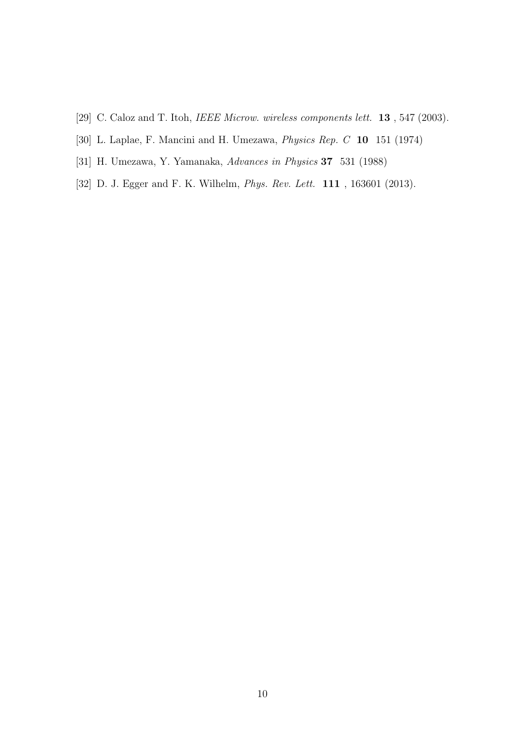[29] C. Caloz and T. Itoh, *IEEE Microw. wireless components lett.* **13** , 547 (2003).

[30] L. Laplae, F. Mancini and H. Umezawa, *Physics Rep. C* **10** 151 (1974)

[31] H. Umezawa, Y. Yamanaka, *Advances in Physics* **37** 531 (1988)

[32] D. J. Egger and F. K. Wilhelm, *Phys. Rev. Lett.* **111** , 163601 (2013).